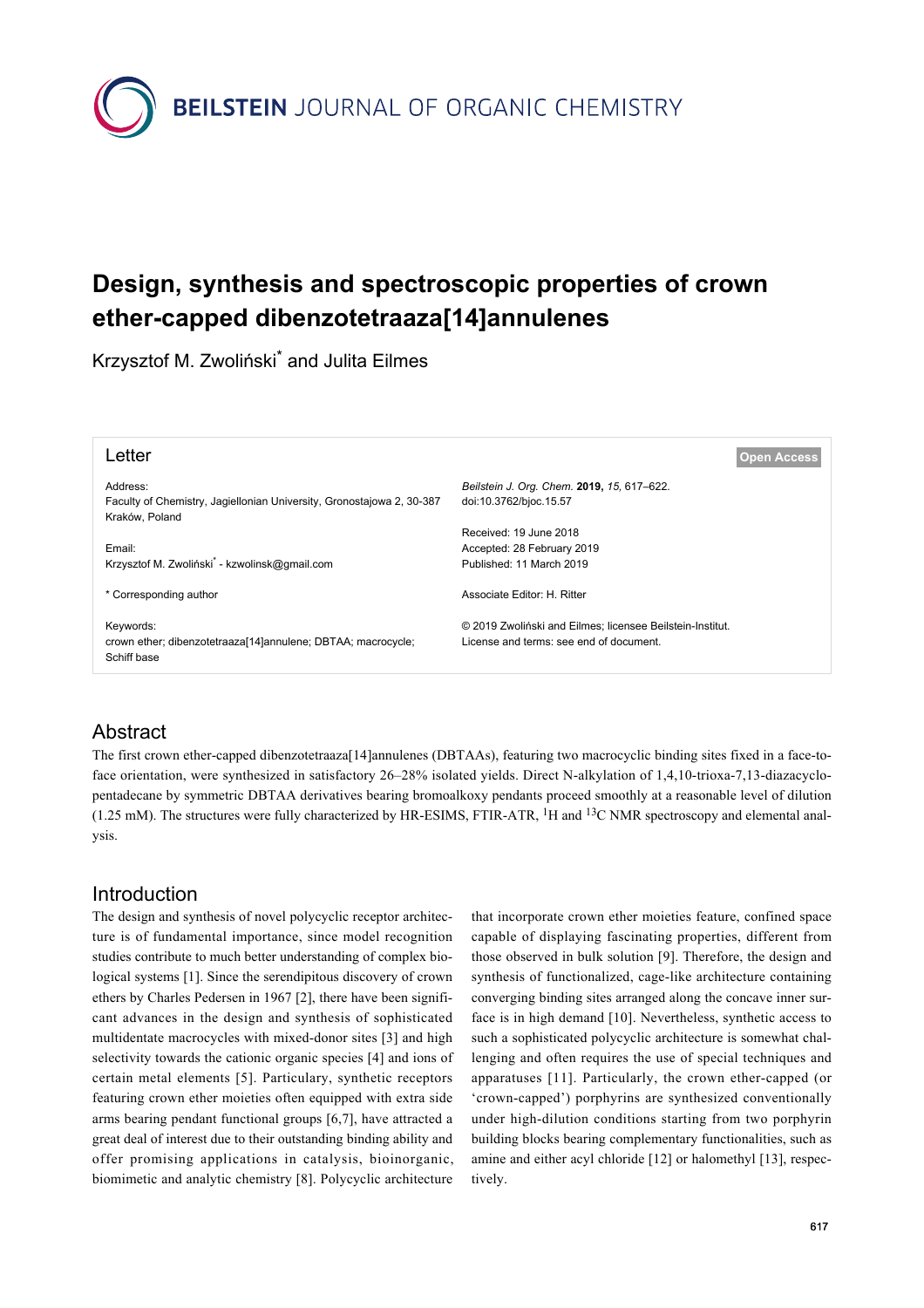# Design, synthesis and spectroscopic properties of crown ether-capped dibenzotetraaza[14]annulenes

Krzysztof M. Zwoliński* and Julita Eilmes

Letter — Open Access

Address:
Faculty of Chemistry, Jagiellonian University, Gronostajowa 2, 30-387 Kraków, Poland

Email:
Krzysztof M. Zwoliński* - kzwolinsk@gmail.com

\* Corresponding author

Keywords:
crown ether; dibenzotetraaza[14]annulene; DBTAA; macrocycle; Schiff base

*Beilstein J. Org. Chem.* **2019,** *15,* 617–622.
doi:10.3762/bjoc.15.57

Received: 19 June 2018
Accepted: 28 February 2019
Published: 11 March 2019

Associate Editor: H. Ritter

© 2019 Zwoliński and Eilmes; licensee Beilstein-Institut.
License and terms: see end of document.

## Abstract

The first crown ether-capped dibenzotetraaza[14]annulenes (DBTAAs), featuring two macrocyclic binding sites fixed in a face-to-face orientation, were synthesized in satisfactory 26–28% isolated yields. Direct N-alkylation of 1,4,10-trioxa-7,13-diazacyclopentadecane by symmetric DBTAA derivatives bearing bromoalkoxy pendants proceed smoothly at a reasonable level of dilution (1.25 mM). The structures were fully characterized by HR-ESIMS, FTIR-ATR, $^{1}$H and $^{13}$C NMR spectroscopy and elemental analysis.

## Introduction

The design and synthesis of novel polycyclic receptor architecture is of fundamental importance, since model recognition studies contribute to much better understanding of complex biological systems [1]. Since the serendipitous discovery of crown ethers by Charles Pedersen in 1967 [2], there have been significant advances in the design and synthesis of sophisticated multidentate macrocycles with mixed-donor sites [3] and high selectivity towards the cationic organic species [4] and ions of certain metal elements [5]. Particulary, synthetic receptors featuring crown ether moieties often equipped with extra side arms bearing pendant functional groups [6,7], have attracted a great deal of interest due to their outstanding binding ability and offer promising applications in catalysis, bioinorganic, biomimetic and analytic chemistry [8]. Polycyclic architecture that incorporate crown ether moieties feature, confined space capable of displaying fascinating properties, different from those observed in bulk solution [9]. Therefore, the design and synthesis of functionalized, cage-like architecture containing converging binding sites arranged along the concave inner surface is in high demand [10]. Nevertheless, synthetic access to such a sophisticated polycyclic architecture is somewhat challenging and often requires the use of special techniques and apparatuses [11]. Particularly, the crown ether-capped (or 'crown-capped') porphyrins are synthesized conventionally under high-dilution conditions starting from two porphyrin building blocks bearing complementary functionalities, such as amine and either acyl chloride [12] or halomethyl [13], respectively.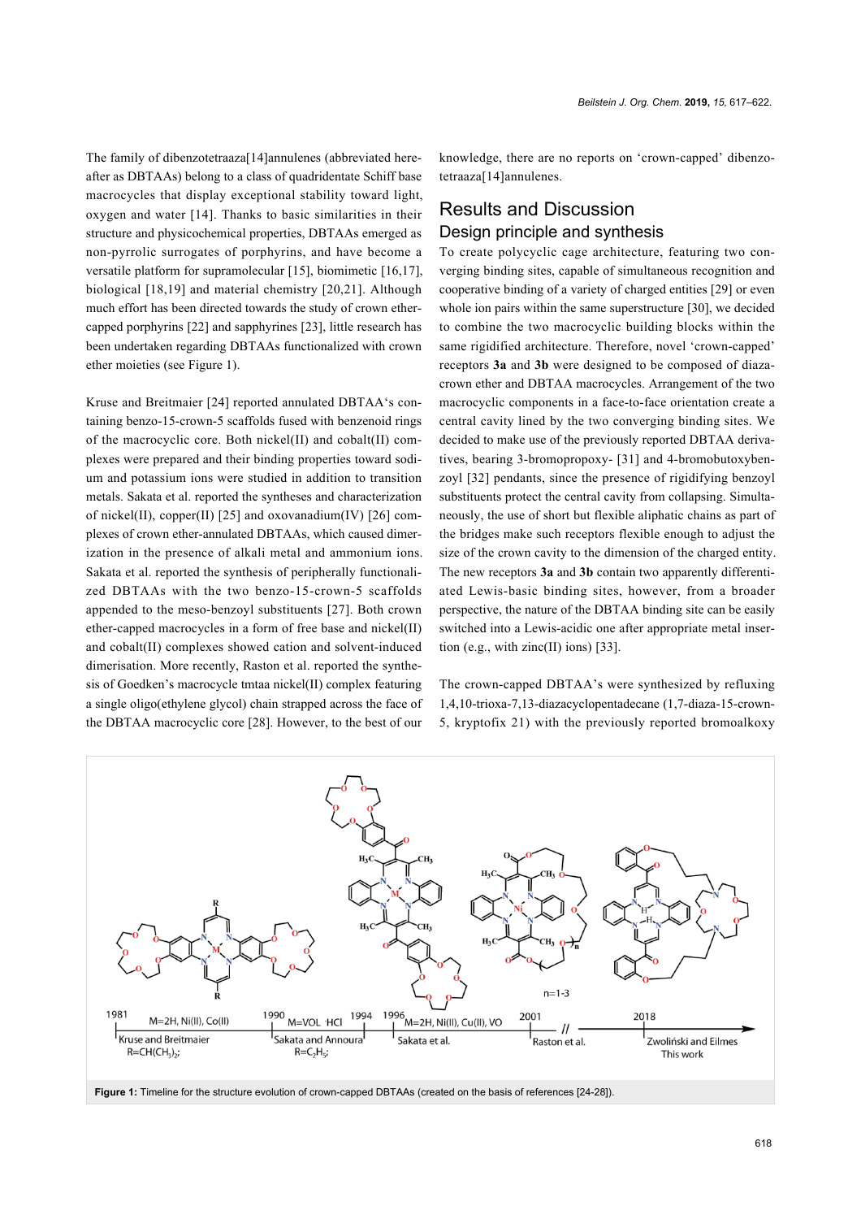The family of dibenzotetraaza[14]annulenes (abbreviated hereafter as DBTAAs) belong to a class of quadridentate Schiff base macrocycles that display exceptional stability toward light, oxygen and water [14]. Thanks to basic similarities in their structure and physicochemical properties, DBTAAs emerged as non-pyrrolic surrogates of porphyrins, and have become a versatile platform for supramolecular [15], biomimetic [16,17], biological [18,19] and material chemistry [20,21]. Although much effort has been directed towards the study of crown ether-capped porphyrins [22] and sapphyrines [23], little research has been undertaken regarding DBTAAs functionalized with crown ether moieties (see Figure 1).

Kruse and Breitmaier [24] reported annulated DBTAA's containing benzo-15-crown-5 scaffolds fused with benzenoid rings of the macrocyclic core. Both nickel(II) and cobalt(II) complexes were prepared and their binding properties toward sodium and potassium ions were studied in addition to transition metals. Sakata et al. reported the syntheses and characterization of nickel(II), copper(II) [25] and oxovanadium(IV) [26] complexes of crown ether-annulated DBTAAs, which caused dimerization in the presence of alkali metal and ammonium ions. Sakata et al. reported the synthesis of peripherally functionalized DBTAAs with the two benzo-15-crown-5 scaffolds appended to the meso-benzoyl substituents [27]. Both crown ether-capped macrocycles in a form of free base and nickel(II) and cobalt(II) complexes showed cation and solvent-induced dimerisation. More recently, Raston et al. reported the synthesis of Goedken's macrocycle tmtaa nickel(II) complex featuring a single oligo(ethylene glycol) chain strapped across the face of the DBTAA macrocyclic core [28]. However, to the best of our knowledge, there are no reports on 'crown-capped' dibenzotetraaza[14]annulenes.

## Results and Discussion

### Design principle and synthesis

To create polycyclic cage architecture, featuring two converging binding sites, capable of simultaneous recognition and cooperative binding of a variety of charged entities [29] or even whole ion pairs within the same superstructure [30], we decided to combine the two macrocyclic building blocks within the same rigidified architecture. Therefore, novel 'crown-capped' receptors **3a** and **3b** were designed to be composed of diazacrown ether and DBTAA macrocycles. Arrangement of the two macrocyclic components in a face-to-face orientation create a central cavity lined by the two converging binding sites. We decided to make use of the previously reported DBTAA derivatives, bearing 3-bromopropoxy- [31] and 4-bromobutoxybenzoyl [32] pendants, since the presence of rigidifying benzoyl substituents protect the central cavity from collapsing. Simultaneously, the use of short but flexible aliphatic chains as part of the bridges make such receptors flexible enough to adjust the size of the crown cavity to the dimension of the charged entity. The new receptors **3a** and **3b** contain two apparently differentiated Lewis-basic binding sites, however, from a broader perspective, the nature of the DBTAA binding site can be easily switched into a Lewis-acidic one after appropriate metal insertion (e.g., with zinc(II) ions) [33].

The crown-capped DBTAA's were synthesized by refluxing 1,4,10-trioxa-7,13-diazacyclopentadecane (1,7-diaza-15-crown-5, kryptofix 21) with the previously reported bromoalkoxy

**Figure 1:** Timeline for the structure evolution of crown-capped DBTAAs (created on the basis of references [24-28]).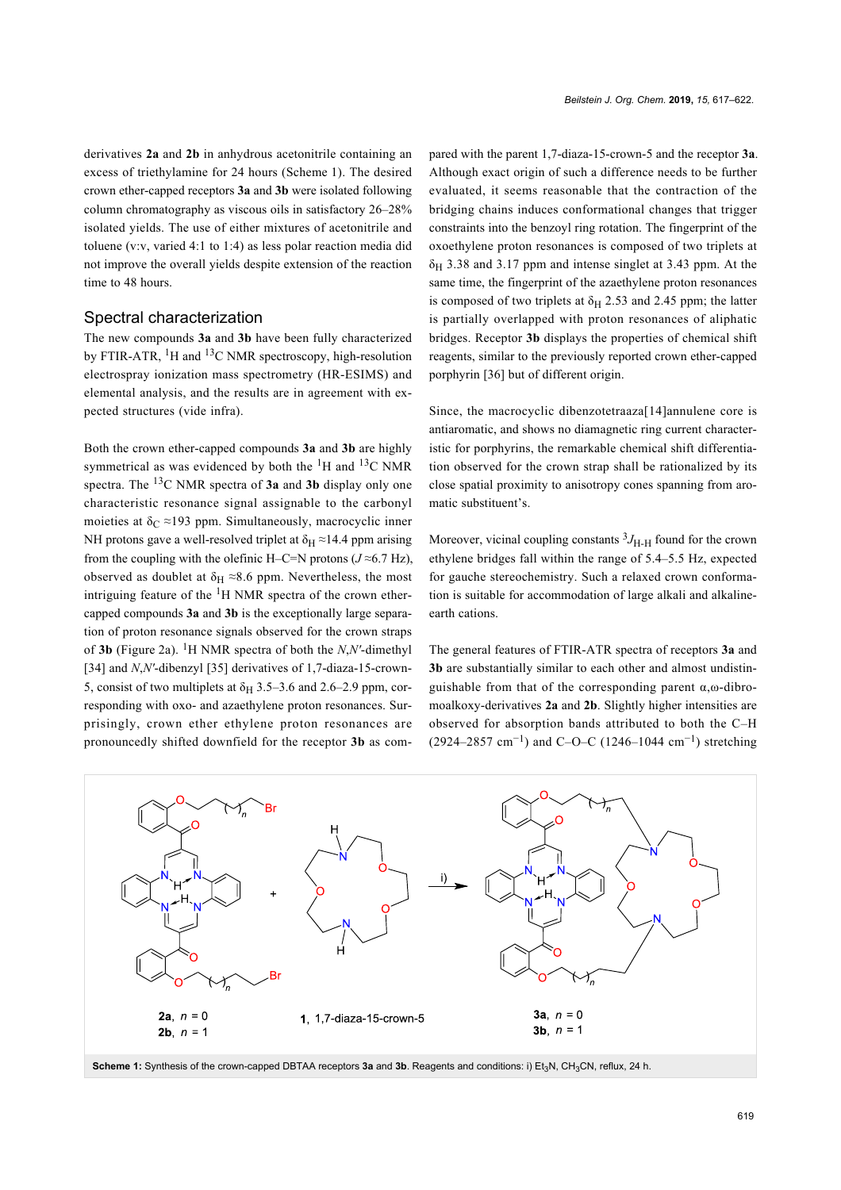derivatives **2a** and **2b** in anhydrous acetonitrile containing an excess of triethylamine for 24 hours (Scheme 1). The desired crown ether-capped receptors **3a** and **3b** were isolated following column chromatography as viscous oils in satisfactory 26–28% isolated yields. The use of either mixtures of acetonitrile and toluene (v:v, varied 4:1 to 1:4) as less polar reaction media did not improve the overall yields despite extension of the reaction time to 48 hours.

## Spectral characterization

The new compounds **3a** and **3b** have been fully characterized by FTIR-ATR, $^{1}$H and $^{13}$C NMR spectroscopy, high-resolution electrospray ionization mass spectrometry (HR-ESIMS) and elemental analysis, and the results are in agreement with expected structures (vide infra).

Both the crown ether-capped compounds **3a** and **3b** are highly symmetrical as was evidenced by both the $^{1}$H and $^{13}$C NMR spectra. The $^{13}$C NMR spectra of **3a** and **3b** display only one characteristic resonance signal assignable to the carbonyl moieties at $\delta_C \approx 193$ ppm. Simultaneously, macrocyclic inner NH protons gave a well-resolved triplet at $\delta_H \approx 14.4$ ppm arising from the coupling with the olefinic H–C=N protons ($J \approx 6.7$ Hz), observed as doublet at $\delta_H \approx 8.6$ ppm. Nevertheless, the most intriguing feature of the $^{1}$H NMR spectra of the crown ether-capped compounds **3a** and **3b** is the exceptionally large separation of proton resonance signals observed for the crown straps of **3b** (Figure 2a). $^{1}$H NMR spectra of both the *N*,*N*′-dimethyl [34] and *N*,*N*′-dibenzyl [35] derivatives of 1,7-diaza-15-crown-5, consist of two multiplets at $\delta_H$ 3.5–3.6 and 2.6–2.9 ppm, corresponding with oxo- and azaethylene proton resonances. Surprisingly, crown ether ethylene proton resonances are pronouncedly shifted downfield for the receptor **3b** as compared with the parent 1,7-diaza-15-crown-5 and the receptor **3a**. Although exact origin of such a difference needs to be further evaluated, it seems reasonable that the contraction of the bridging chains induces conformational changes that trigger constraints into the benzoyl ring rotation. The fingerprint of the oxoethylene proton resonances is composed of two triplets at $\delta_H$ 3.38 and 3.17 ppm and intense singlet at 3.43 ppm. At the same time, the fingerprint of the azaethylene proton resonances is composed of two triplets at $\delta_H$ 2.53 and 2.45 ppm; the latter is partially overlapped with proton resonances of aliphatic bridges. Receptor **3b** displays the properties of chemical shift reagents, similar to the previously reported crown ether-capped porphyrin [36] but of different origin.

Since, the macrocyclic dibenzotetraaza[14]annulene core is antiaromatic, and shows no diamagnetic ring current characteristic for porphyrins, the remarkable chemical shift differentiation observed for the crown strap shall be rationalized by its close spatial proximity to anisotropy cones spanning from aromatic substituent's.

Moreover, vicinal coupling constants $^{3}J_{H\text{-}H}$ found for the crown ethylene bridges fall within the range of 5.4–5.5 Hz, expected for gauche stereochemistry. Such a relaxed crown conformation is suitable for accommodation of large alkali and alkaline-earth cations.

The general features of FTIR-ATR spectra of receptors **3a** and **3b** are substantially similar to each other and almost undistinguishable from that of the corresponding parent α,ω-dibromoalkoxy-derivatives **2a** and **2b**. Slightly higher intensities are observed for absorption bands attributed to both the C–H (2924–2857 cm$^{-1}$) and C–O–C (1246–1044 cm$^{-1}$) stretching

**Scheme 1:** Synthesis of the crown-capped DBTAA receptors **3a** and **3b**. Reagents and conditions: i) $Et_3N$, $CH_3CN$, reflux, 24 h.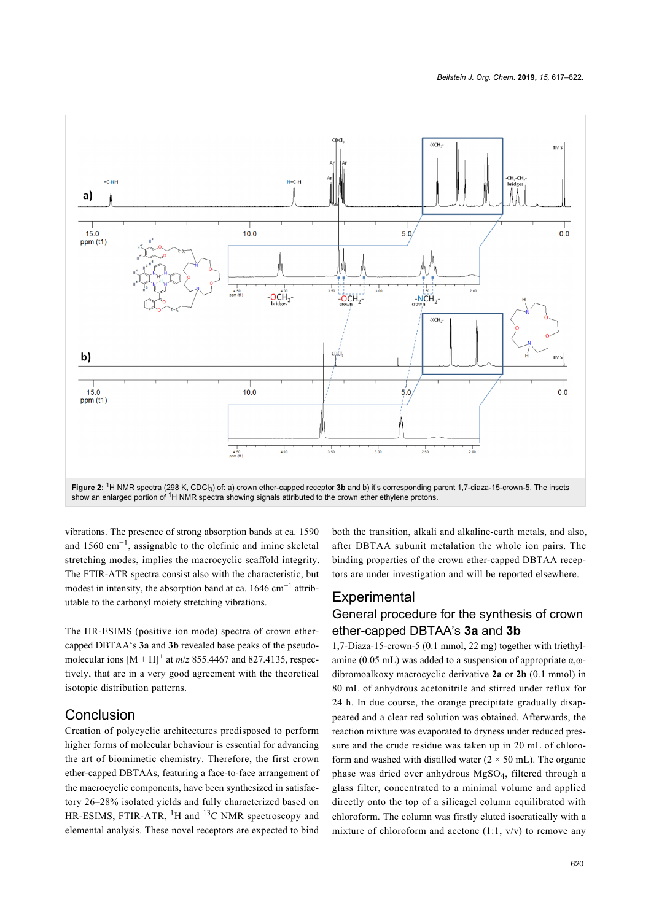**Figure 2:** $^1$H NMR spectra (298 K, $CDCl_3$) of: a) crown ether-capped receptor **3b** and b) it's corresponding parent 1,7-diaza-15-crown-5. The insets show an enlarged portion of $^1$H NMR spectra showing signals attributed to the crown ether ethylene protons.

vibrations. The presence of strong absorption bands at ca. 1590 and 1560 $cm^{-1}$, assignable to the olefinic and imine skeletal stretching modes, implies the macrocyclic scaffold integrity. The FTIR-ATR spectra consist also with the characteristic, but modest in intensity, the absorption band at ca. 1646 $cm^{-1}$ attributable to the carbonyl moiety stretching vibrations.

The HR-ESIMS (positive ion mode) spectra of crown ether-capped DBTAA's **3a** and **3b** revealed base peaks of the pseudo-molecular ions $[M + H]^+$ at *m/z* 855.4467 and 827.4135, respectively, that are in a very good agreement with the theoretical isotopic distribution patterns.

## Conclusion

Creation of polycyclic architectures predisposed to perform higher forms of molecular behaviour is essential for advancing the art of biomimetic chemistry. Therefore, the first crown ether-capped DBTAAs, featuring a face-to-face arrangement of the macrocyclic components, have been synthesized in satisfactory 26–28% isolated yields and fully characterized based on HR-ESIMS, FTIR-ATR, $^1$H and $^{13}$C NMR spectroscopy and elemental analysis. These novel receptors are expected to bind both the transition, alkali and alkaline-earth metals, and also, after DBTAA subunit metalation the whole ion pairs. The binding properties of the crown ether-capped DBTAA receptors are under investigation and will be reported elsewhere.

## Experimental

### General procedure for the synthesis of crown ether-capped DBTAA's 3a and 3b

1,7-Diaza-15-crown-5 (0.1 mmol, 22 mg) together with triethylamine (0.05 mL) was added to a suspension of appropriate α,ω-dibromoalkoxy macrocyclic derivative **2a** or **2b** (0.1 mmol) in 80 mL of anhydrous acetonitrile and stirred under reflux for 24 h. In due course, the orange precipitate gradually disappeared and a clear red solution was obtained. Afterwards, the reaction mixture was evaporated to dryness under reduced pressure and the crude residue was taken up in 20 mL of chloroform and washed with distilled water (2 × 50 mL). The organic phase was dried over anhydrous $MgSO_4$, filtered through a glass filter, concentrated to a minimal volume and applied directly onto the top of a silicagel column equilibrated with chloroform. The column was firstly eluted isocratically with a mixture of chloroform and acetone (1:1, v/v) to remove any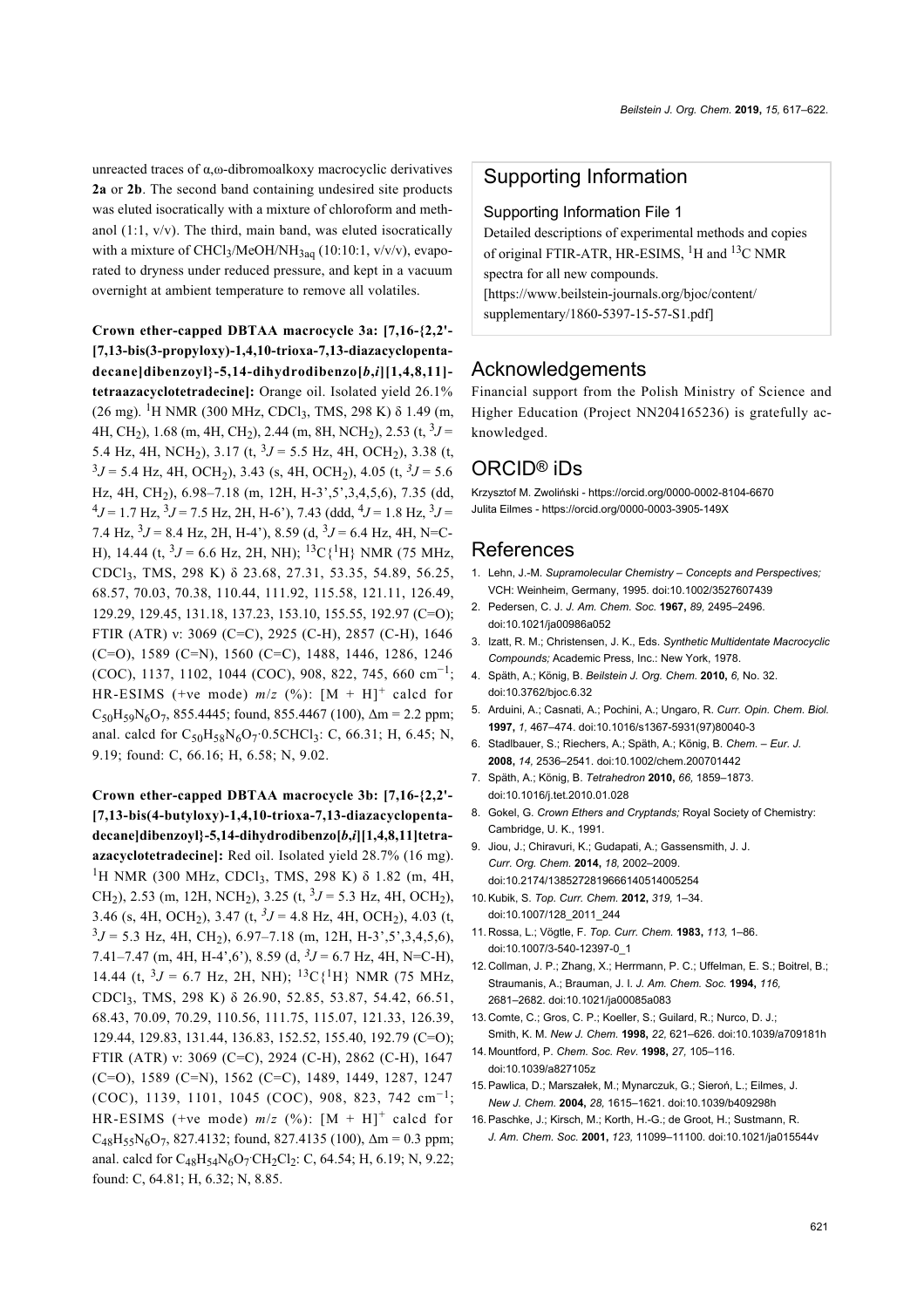unreacted traces of α,ω-dibromoalkoxy macrocyclic derivatives **2a** or **2b**. The second band containing undesired site products was eluted isocratically with a mixture of chloroform and methanol (1:1, v/v). The third, main band, was eluted isocratically with a mixture of $CHCl_3$/MeOH/$NH_{3aq}$ (10:10:1, v/v/v), evaporated to dryness under reduced pressure, and kept in a vacuum overnight at ambient temperature to remove all volatiles.

**Crown ether-capped DBTAA macrocycle 3a: [7,16-{2,2'-[7,13-bis(3-propyloxy)-1,4,10-trioxa-7,13-diazacyclopentadecane]dibenzoyl}-5,14-dihydrodibenzo[*b*,*i*][1,4,8,11]-tetraazacyclotetradecine]:** Orange oil. Isolated yield 26.1% (26 mg). $^1$H NMR (300 MHz, $CDCl_3$, TMS, 298 K) δ 1.49 (m, 4H, $CH_2$), 1.68 (m, 4H, $CH_2$), 2.44 (m, 8H, $NCH_2$), 2.53 (t, $^3J$ = 5.4 Hz, 4H, $NCH_2$), 3.17 (t, $^3J$ = 5.5 Hz, 4H, $OCH_2$), 3.38 (t, $^3J$ = 5.4 Hz, 4H, $OCH_2$), 3.43 (s, 4H, $OCH_2$), 4.05 (t, $^3J$ = 5.6 Hz, 4H, $CH_2$), 6.98–7.18 (m, 12H, H-3',5',3,4,5,6), 7.35 (dd, $^4J$ = 1.7 Hz, $^3J$ = 7.5 Hz, 2H, H-6'), 7.43 (ddd, $^4J$ = 1.8 Hz, $^3J$ = 7.4 Hz, $^3J$ = 8.4 Hz, 2H, H-4'), 8.59 (d, $^3J$ = 6.4 Hz, 4H, N=C-H), 14.44 (t, $^3J$ = 6.6 Hz, 2H, NH); $^{13}$C{$^1$H} NMR (75 MHz, $CDCl_3$, TMS, 298 K) δ 23.68, 27.31, 53.35, 54.89, 56.25, 68.57, 70.03, 70.38, 110.44, 111.92, 115.58, 121.11, 126.49, 129.29, 129.45, 131.18, 137.23, 153.10, 155.55, 192.97 (C=O); FTIR (ATR) ν: 3069 (C=C), 2925 (C-H), 2857 (C-H), 1646 (C=O), 1589 (C=N), 1560 (C=C), 1488, 1446, 1286, 1246 (COC), 1137, 1102, 1044 (COC), 908, 822, 745, 660 cm$^{-1}$; HR-ESIMS (+ve mode) *m*/*z* (%): $[M + H]^+$ calcd for $C_{50}H_{59}N_6O_7$, 855.4445; found, 855.4467 (100), Δm = 2.2 ppm; anal. calcd for $C_{50}H_{58}N_6O_7 \cdot 0.5CHCl_3$: C, 66.31; H, 6.45; N, 9.19; found: C, 66.16; H, 6.58; N, 9.02.

**Crown ether-capped DBTAA macrocycle 3b: [7,16-{2,2'-[7,13-bis(4-butyloxy)-1,4,10-trioxa-7,13-diazacyclopentadecane]dibenzoyl}-5,14-dihydrodibenzo[*b*,*i*][1,4,8,11]tetraazacyclotetradecine]:** Red oil. Isolated yield 28.7% (16 mg). $^1$H NMR (300 MHz, $CDCl_3$, TMS, 298 K) δ 1.82 (m, 4H, $CH_2$), 2.53 (m, 12H, $NCH_2$), 3.25 (t, $^3J$ = 5.3 Hz, 4H, $OCH_2$), 3.46 (s, 4H, $OCH_2$), 3.47 (t, $^3J$ = 4.8 Hz, 4H, $OCH_2$), 4.03 (t, $^3J$ = 5.3 Hz, 4H, $CH_2$), 6.97–7.18 (m, 12H, H-3',5',3,4,5,6), 7.41–7.47 (m, 4H, H-4',6'), 8.59 (d, $^3J$ = 6.7 Hz, 4H, N=C-H), 14.44 (t, $^3J$ = 6.7 Hz, 2H, NH); $^{13}$C{$^1$H} NMR (75 MHz, $CDCl_3$, TMS, 298 K) δ 26.90, 52.85, 53.87, 54.42, 66.51, 68.43, 70.09, 70.29, 110.56, 111.75, 115.07, 121.33, 126.39, 129.44, 129.83, 131.44, 136.83, 152.52, 155.40, 192.79 (C=O); FTIR (ATR) ν: 3069 (C=C), 2924 (C-H), 2862 (C-H), 1647 (C=O), 1589 (C=N), 1562 (C=C), 1489, 1449, 1287, 1247 (COC), 1139, 1101, 1045 (COC), 908, 823, 742 cm$^{-1}$; HR-ESIMS (+ve mode) *m*/*z* (%): $[M + H]^+$ calcd for $C_{48}H_{55}N_6O_7$, 827.4132; found, 827.4135 (100), Δm = 0.3 ppm; anal. calcd for $C_{48}H_{54}N_6O_7 \cdot CH_2Cl_2$: C, 64.54; H, 6.19; N, 9.22; found: C, 64.81; H, 6.32; N, 8.85.

## Supporting Information

Supporting Information File 1
Detailed descriptions of experimental methods and copies of original FTIR-ATR, HR-ESIMS, $^1$H and $^{13}$C NMR spectra for all new compounds.
[https://www.beilstein-journals.org/bjoc/content/supplementary/1860-5397-15-57-S1.pdf]

## Acknowledgements

Financial support from the Polish Ministry of Science and Higher Education (Project NN204165236) is gratefully acknowledged.

## ORCID® iDs

Krzysztof M. Zwoliński - https://orcid.org/0000-0002-8104-6670
Julita Eilmes - https://orcid.org/0000-0003-3905-149X

## References

1. Lehn, J.-M. *Supramolecular Chemistry – Concepts and Perspectives;* VCH: Weinheim, Germany, 1995. doi:10.1002/3527607439
2. Pedersen, C. J. *J. Am. Chem. Soc.* **1967,** *89,* 2495–2496. doi:10.1021/ja00986a052
3. Izatt, R. M.; Christensen, J. K., Eds. *Synthetic Multidentate Macrocyclic Compounds;* Academic Press, Inc.: New York, 1978.
4. Späth, A.; König, B. *Beilstein J. Org. Chem.* **2010,** *6,* No. 32. doi:10.3762/bjoc.6.32
5. Arduini, A.; Casnati, A.; Pochini, A.; Ungaro, R. *Curr. Opin. Chem. Biol.* **1997,** *1,* 467–474. doi:10.1016/s1367-5931(97)80040-3
6. Stadlbauer, S.; Riechers, A.; Späth, A.; König, B. *Chem. – Eur. J.* **2008,** *14,* 2536–2541. doi:10.1002/chem.200701442
7. Späth, A.; König, B. *Tetrahedron* **2010,** *66,* 1859–1873. doi:10.1016/j.tet.2010.01.028
8. Gokel, G. *Crown Ethers and Cryptands;* Royal Society of Chemistry: Cambridge, U. K., 1991.
9. Jiou, J.; Chiravuri, K.; Gudapati, A.; Gassensmith, J. J. *Curr. Org. Chem.* **2014,** *18,* 2002–2009. doi:10.2174/1385272819666140514005254
10. Kubik, S. *Top. Curr. Chem.* **2012,** *319,* 1–34. doi:10.1007/128_2011_244
11. Rossa, L.; Vögtle, F. *Top. Curr. Chem.* **1983,** *113,* 1–86. doi:10.1007/3-540-12397-0_1
12. Collman, J. P.; Zhang, X.; Herrmann, P. C.; Uffelman, E. S.; Boitrel, B.; Straumanis, A.; Brauman, J. I. *J. Am. Chem. Soc.* **1994,** *116,* 2681–2682. doi:10.1021/ja00085a083
13. Comte, C.; Gros, C. P.; Koeller, S.; Guilard, R.; Nurco, D. J.; Smith, K. M. *New J. Chem.* **1998,** *22,* 621–626. doi:10.1039/a709181h
14. Mountford, P. *Chem. Soc. Rev.* **1998,** *27,* 105–116. doi:10.1039/a827105z
15. Pawlica, D.; Marszałek, M.; Mynarczuk, G.; Sieroń, L.; Eilmes, J. *New J. Chem.* **2004,** *28,* 1615–1621. doi:10.1039/b409298h
16. Paschke, J.; Kirsch, M.; Korth, H.-G.; de Groot, H.; Sustmann, R. *J. Am. Chem. Soc.* **2001,** *123,* 11099–11100. doi:10.1021/ja015544v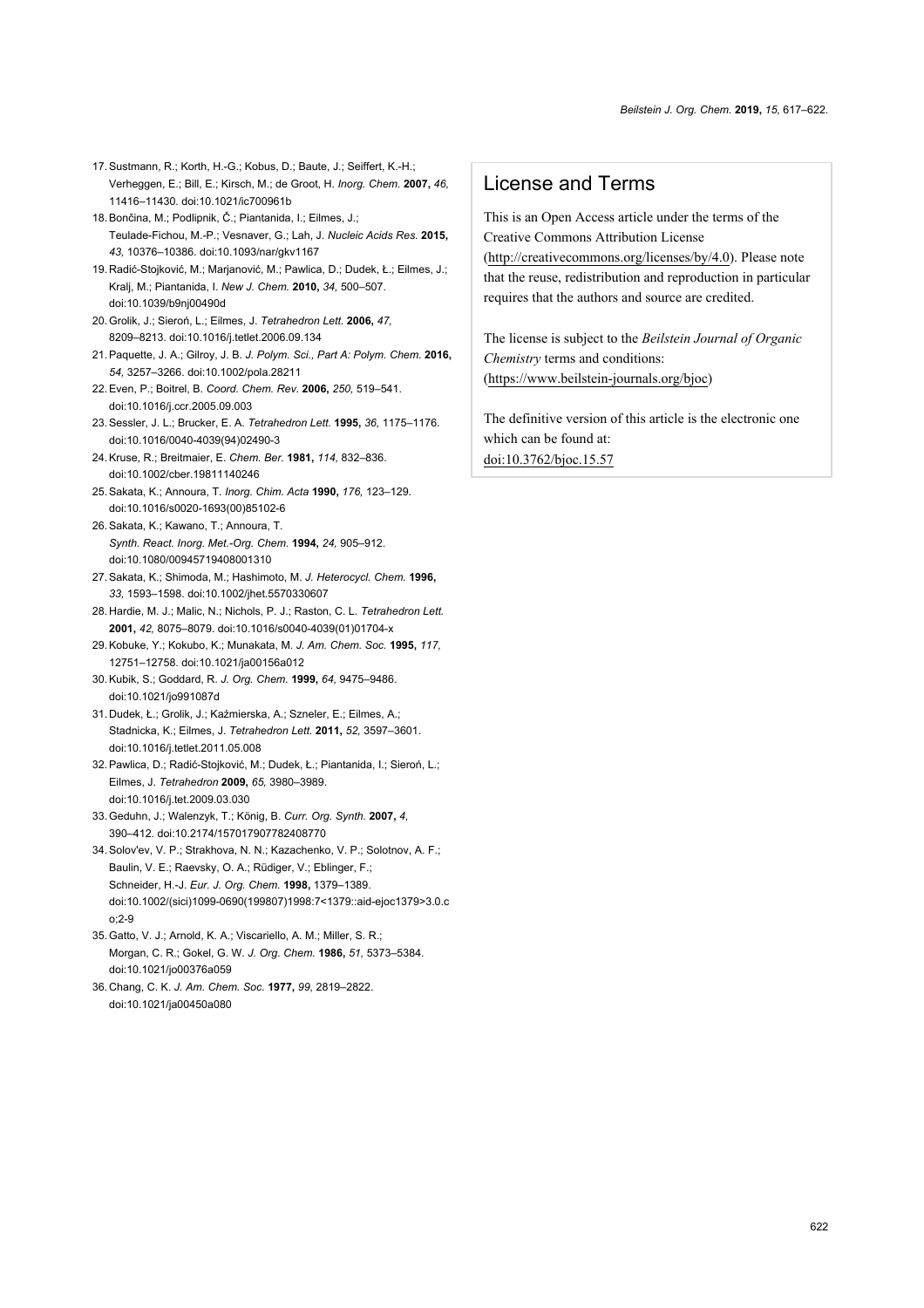17. Sustmann, R.; Korth, H.-G.; Kobus, D.; Baute, J.; Seiffert, K.-H.; Verheggen, E.; Bill, E.; Kirsch, M.; de Groot, H. *Inorg. Chem.* **2007,** *46,* 11416–11430. doi:10.1021/ic700961b
18. Bončina, M.; Podlipnik, Č.; Piantanida, I.; Eilmes, J.; Teulade-Fichou, M.-P.; Vesnaver, G.; Lah, J. *Nucleic Acids Res.* **2015,** *43,* 10376–10386. doi:10.1093/nar/gkv1167
19. Radić-Stojković, M.; Marjanović, M.; Pawlica, D.; Dudek, Ł.; Eilmes, J.; Kralj, M.; Piantanida, I. *New J. Chem.* **2010,** *34,* 500–507. doi:10.1039/b9nj00490d
20. Grolik, J.; Sieroń, L.; Eilmes, J. *Tetrahedron Lett.* **2006,** *47,* 8209–8213. doi:10.1016/j.tetlet.2006.09.134
21. Paquette, J. A.; Gilroy, J. B. *J. Polym. Sci., Part A: Polym. Chem.* **2016,** *54,* 3257–3266. doi:10.1002/pola.28211
22. Even, P.; Boitrel, B. *Coord. Chem. Rev.* **2006,** *250,* 519–541. doi:10.1016/j.ccr.2005.09.003
23. Sessler, J. L.; Brucker, E. A. *Tetrahedron Lett.* **1995,** *36,* 1175–1176. doi:10.1016/0040-4039(94)02490-3
24. Kruse, R.; Breitmaier, E. *Chem. Ber.* **1981,** *114,* 832–836. doi:10.1002/cber.19811140246
25. Sakata, K.; Annoura, T. *Inorg. Chim. Acta* **1990,** *176,* 123–129. doi:10.1016/s0020-1693(00)85102-6
26. Sakata, K.; Kawano, T.; Annoura, T. *Synth. React. Inorg. Met.-Org. Chem.* **1994,** *24,* 905–912. doi:10.1080/00945719408001310
27. Sakata, K.; Shimoda, M.; Hashimoto, M. *J. Heterocycl. Chem.* **1996,** *33,* 1593–1598. doi:10.1002/jhet.5570330607
28. Hardie, M. J.; Malic, N.; Nichols, P. J.; Raston, C. L. *Tetrahedron Lett.* **2001,** *42,* 8075–8079. doi:10.1016/s0040-4039(01)01704-x
29. Kobuke, Y.; Kokubo, K.; Munakata, M. *J. Am. Chem. Soc.* **1995,** *117,* 12751–12758. doi:10.1021/ja00156a012
30. Kubik, S.; Goddard, R. *J. Org. Chem.* **1999,** *64,* 9475–9486. doi:10.1021/jo991087d
31. Dudek, Ł.; Grolik, J.; Kaźmierska, A.; Szneler, E.; Eilmes, A.; Stadnicka, K.; Eilmes, J. *Tetrahedron Lett.* **2011,** *52,* 3597–3601. doi:10.1016/j.tetlet.2011.05.008
32. Pawlica, D.; Radić-Stojković, M.; Dudek, Ł.; Piantanida, I.; Sieroń, L.; Eilmes, J. *Tetrahedron* **2009,** *65,* 3980–3989. doi:10.1016/j.tet.2009.03.030
33. Geduhn, J.; Walenzyk, T.; König, B. *Curr. Org. Synth.* **2007,** *4,* 390–412. doi:10.2174/157017907782408770
34. Solov'ev, V. P.; Strakhova, N. N.; Kazachenko, V. P.; Solotnov, A. F.; Baulin, V. E.; Raevsky, O. A.; Rüdiger, V.; Eblinger, F.; Schneider, H.-J. *Eur. J. Org. Chem.* **1998,** 1379–1389. doi:10.1002/(sici)1099-0690(199807)1998:7<1379::aid-ejoc1379>3.0.co;2-9
35. Gatto, V. J.; Arnold, K. A.; Viscariello, A. M.; Miller, S. R.; Morgan, C. R.; Gokel, G. W. *J. Org. Chem.* **1986,** *51,* 5373–5384. doi:10.1021/jo00376a059
36. Chang, C. K. *J. Am. Chem. Soc.* **1977,** *99,* 2819–2822. doi:10.1021/ja00450a080

## License and Terms

This is an Open Access article under the terms of the Creative Commons Attribution License (http://creativecommons.org/licenses/by/4.0). Please note that the reuse, redistribution and reproduction in particular requires that the authors and source are credited.

The license is subject to the *Beilstein Journal of Organic Chemistry* terms and conditions: (https://www.beilstein-journals.org/bjoc)

The definitive version of this article is the electronic one which can be found at: doi:10.3762/bjoc.15.57